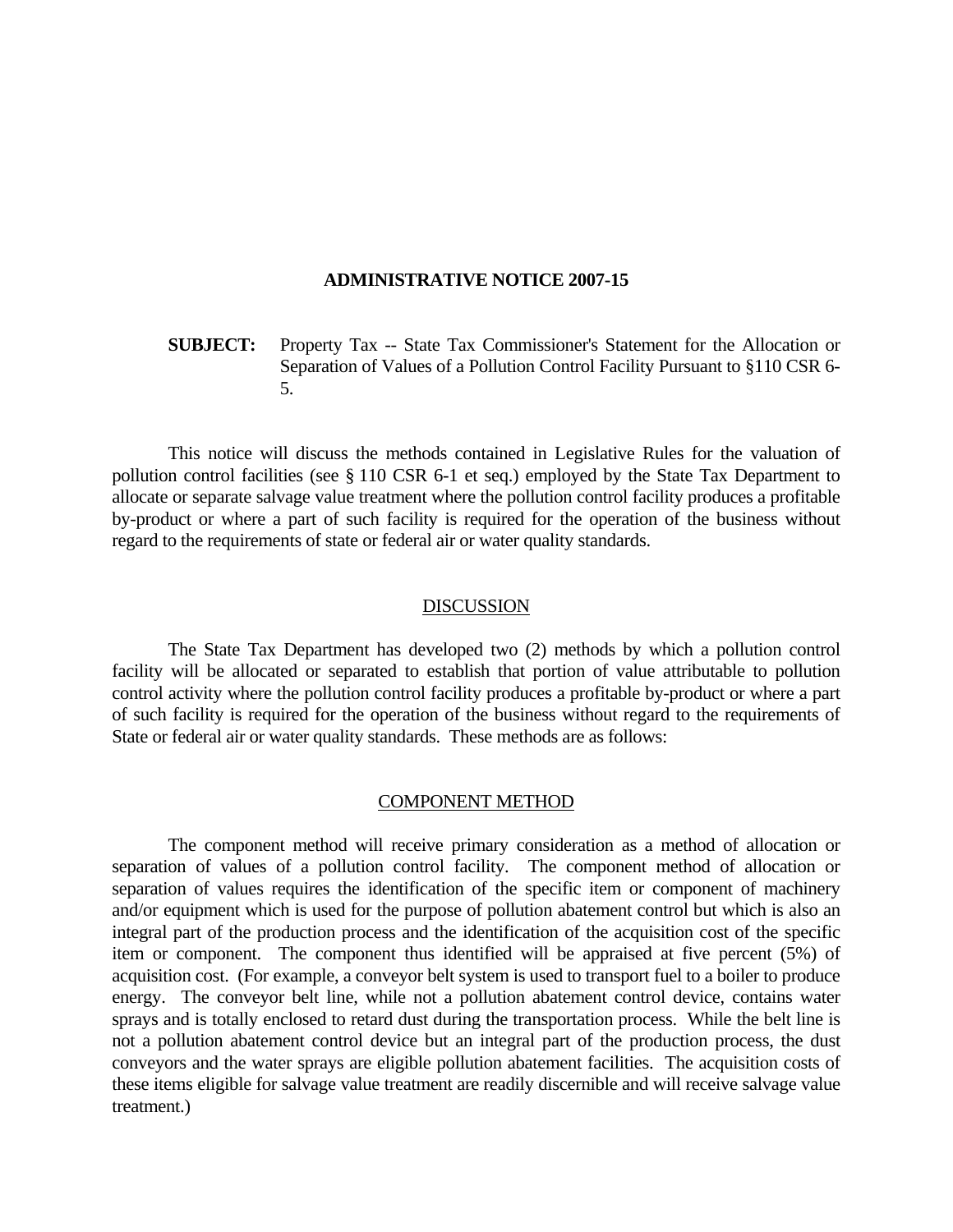# ADMINISTRATIVE NOTICE 2007-15

**SUBJECT:** Property Tax -- State Tax Commissioner's Statement for the Allocation or Separation of Values of a Pollution Control Facility Pursuant to §110 CSR 6-5.

This notice will discuss the methods contained in Legislative Rules for the valuation of pollution control facilities (see § 110 CSR 6-1 et seq.) employed by the State Tax Department to allocate or separate salvage value treatment where the pollution control facility produces a profitable by-product or where a part of such facility is required for the operation of the business without regard to the requirements of state or federal air or water quality standards.

## DISCUSSION

The State Tax Department has developed two (2) methods by which a pollution control facility will be allocated or separated to establish that portion of value attributable to pollution control activity where the pollution control facility produces a profitable by-product or where a part of such facility is required for the operation of the business without regard to the requirements of State or federal air or water quality standards. These methods are as follows:

## COMPONENT METHOD

The component method will receive primary consideration as a method of allocation or separation of values of a pollution control facility. The component method of allocation or separation of values requires the identification of the specific item or component of machinery and/or equipment which is used for the purpose of pollution abatement control but which is also an integral part of the production process and the identification of the acquisition cost of the specific item or component. The component thus identified will be appraised at five percent (5%) of acquisition cost. (For example, a conveyor belt system is used to transport fuel to a boiler to produce energy. The conveyor belt line, while not a pollution abatement control device, contains water sprays and is totally enclosed to retard dust during the transportation process. While the belt line is not a pollution abatement control device but an integral part of the production process, the dust conveyors and the water sprays are eligible pollution abatement facilities. The acquisition costs of these items eligible for salvage value treatment are readily discernible and will receive salvage value treatment.)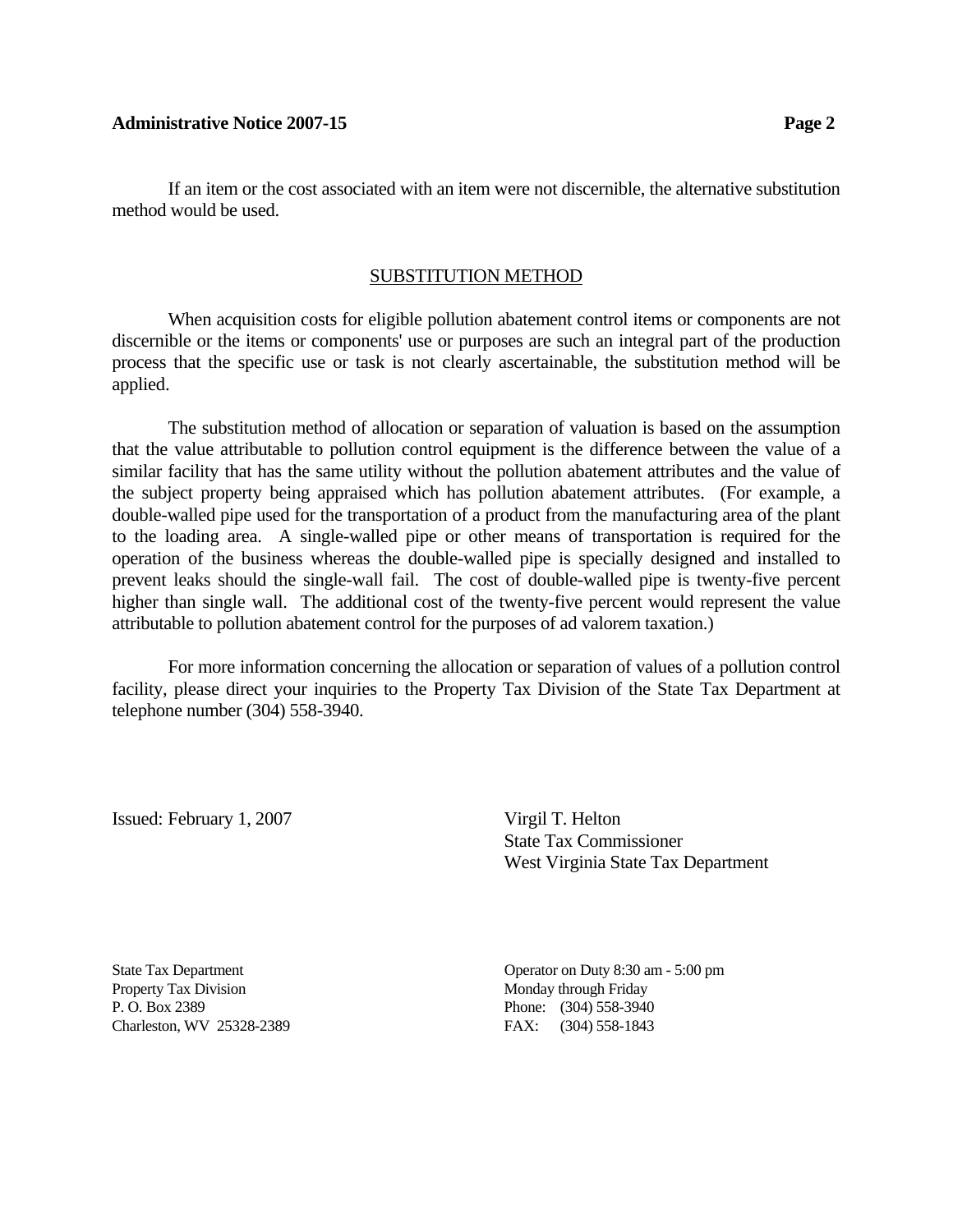If an item or the cost associated with an item were not discernible, the alternative substitution method would be used.

## SUBSTITUTION METHOD

When acquisition costs for eligible pollution abatement control items or components are not discernible or the items or components' use or purposes are such an integral part of the production process that the specific use or task is not clearly ascertainable, the substitution method will be applied.

The substitution method of allocation or separation of valuation is based on the assumption that the value attributable to pollution control equipment is the difference between the value of a similar facility that has the same utility without the pollution abatement attributes and the value of the subject property being appraised which has pollution abatement attributes. (For example, a double-walled pipe used for the transportation of a product from the manufacturing area of the plant to the loading area. A single-walled pipe or other means of transportation is required for the operation of the business whereas the double-walled pipe is specially designed and installed to prevent leaks should the single-wall fail. The cost of double-walled pipe is twenty-five percent higher than single wall. The additional cost of the twenty-five percent would represent the value attributable to pollution abatement control for the purposes of ad valorem taxation.)

For more information concerning the allocation or separation of values of a pollution control facility, please direct your inquiries to the Property Tax Division of the State Tax Department at telephone number (304) 558-3940.

Issued: February 1, 2007

Virgil T. Helton
State Tax Commissioner
West Virginia State Tax Department

State Tax Department
Property Tax Division
P. O. Box 2389
Charleston, WV 25328-2389

Operator on Duty 8:30 am - 5:00 pm
Monday through Friday
Phone: (304) 558-3940
FAX: (304) 558-1843